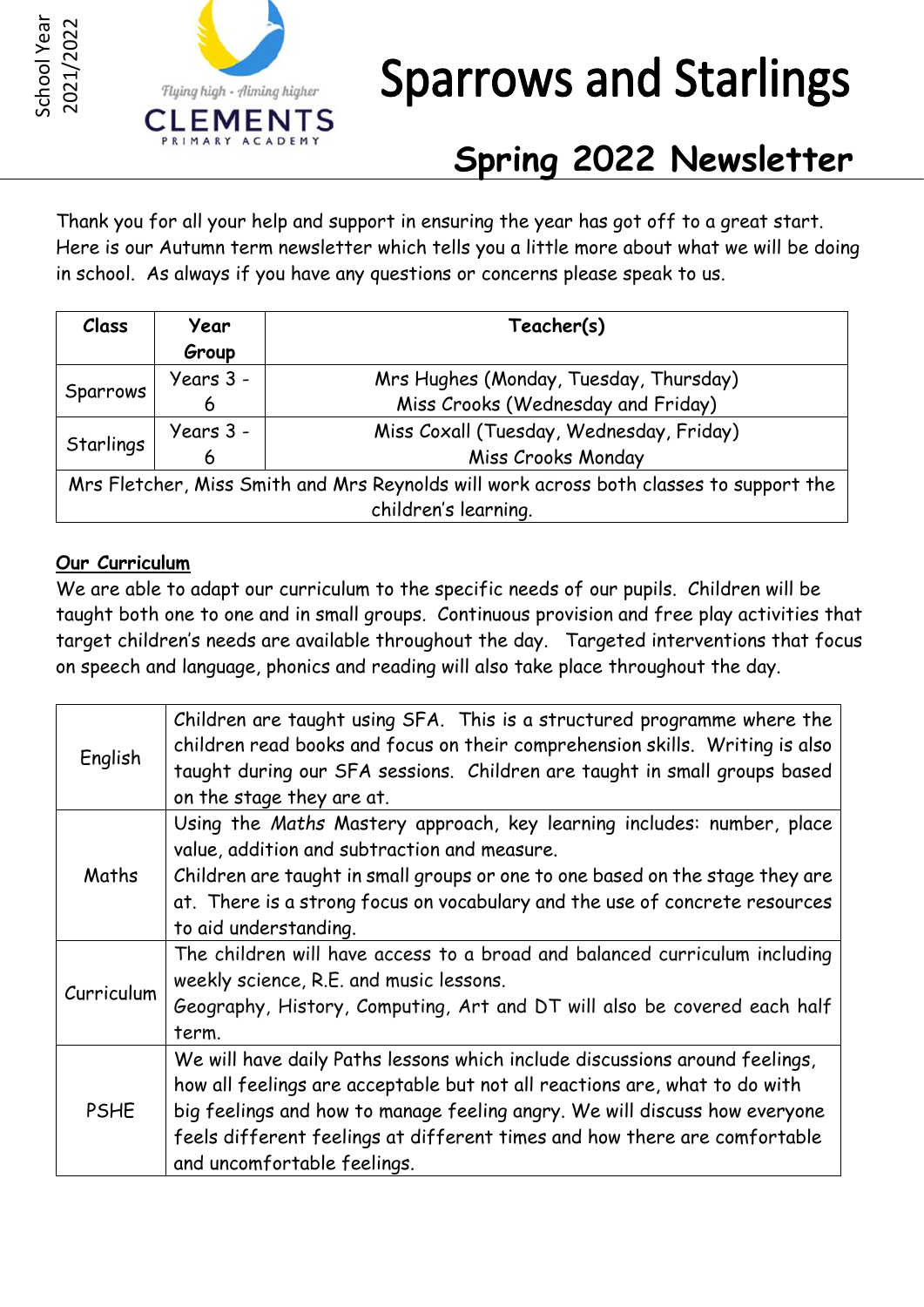School Year 2021/2022

Flying high · Aiming higher

CLEMENTS PRIMARY ACADEMY

# Sparrows and Starlings

## Spring 2022 Newsletter

Thank you for all your help and support in ensuring the year has got off to a great start. Here is our Autumn term newsletter which tells you a little more about what we will be doing in school. As always if you have any questions or concerns please speak to us.

| Class | Year Group | Teacher(s) |
|---|---|---|
| Sparrows | Years 3 - 6 | Mrs Hughes (Monday, Tuesday, Thursday)<br>Miss Crooks (Wednesday and Friday) |
| Starlings | Years 3 - 6 | Miss Coxall (Tuesday, Wednesday, Friday)<br>Miss Crooks Monday |
| Mrs Fletcher, Miss Smith and Mrs Reynolds will work across both classes to support the children's learning. | | |

**Our Curriculum**

We are able to adapt our curriculum to the specific needs of our pupils. Children will be taught both one to one and in small groups. Continuous provision and free play activities that target children's needs are available throughout the day. Targeted interventions that focus on speech and language, phonics and reading will also take place throughout the day.

| | |
|---|---|
| English | Children are taught using SFA. This is a structured programme where the children read books and focus on their comprehension skills. Writing is also taught during our SFA sessions. Children are taught in small groups based on the stage they are at. |
| Maths | Using the *Maths* Mastery approach, key learning includes: number, place value, addition and subtraction and measure.<br>Children are taught in small groups or one to one based on the stage they are at. There is a strong focus on vocabulary and the use of concrete resources to aid understanding. |
| Curriculum | The children will have access to a broad and balanced curriculum including weekly science, R.E. and music lessons.<br>Geography, History, Computing, Art and DT will also be covered each half term. |
| PSHE | We will have daily Paths lessons which include discussions around feelings, how all feelings are acceptable but not all reactions are, what to do with big feelings and how to manage feeling angry. We will discuss how everyone feels different feelings at different times and how there are comfortable and uncomfortable feelings. |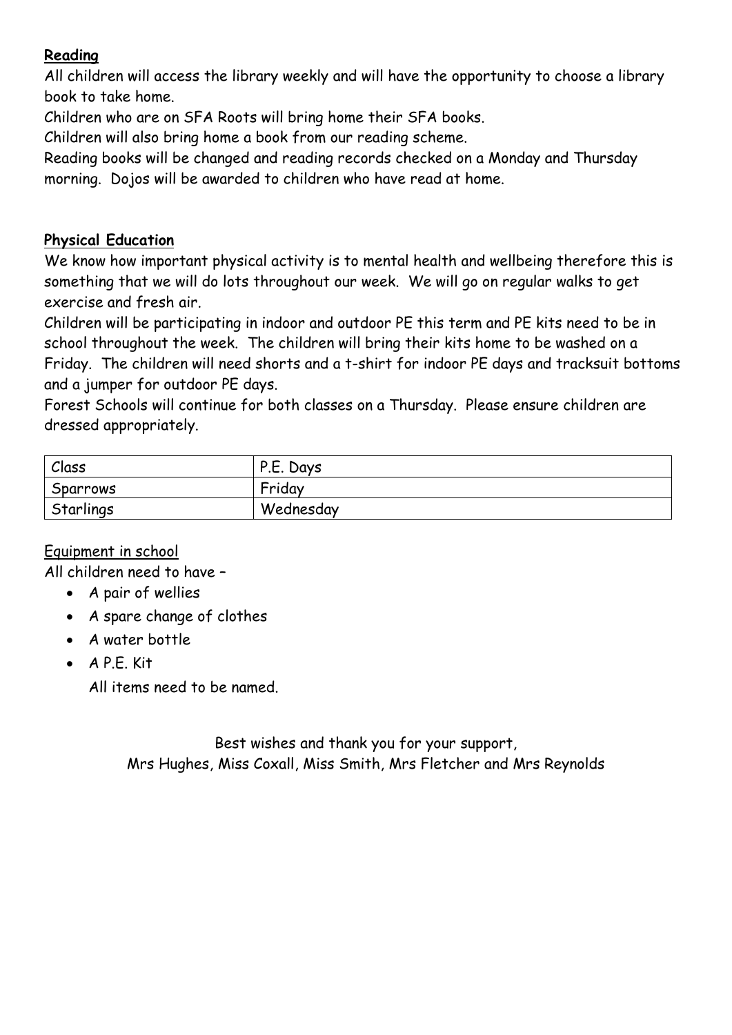**Reading**

All children will access the library weekly and will have the opportunity to choose a library book to take home.

Children who are on SFA Roots will bring home their SFA books.

Children will also bring home a book from our reading scheme.

Reading books will be changed and reading records checked on a Monday and Thursday morning. Dojos will be awarded to children who have read at home.

**Physical Education**

We know how important physical activity is to mental health and wellbeing therefore this is something that we will do lots throughout our week. We will go on regular walks to get exercise and fresh air.

Children will be participating in indoor and outdoor PE this term and PE kits need to be in school throughout the week. The children will bring their kits home to be washed on a Friday. The children will need shorts and a t-shirt for indoor PE days and tracksuit bottoms and a jumper for outdoor PE days.

Forest Schools will continue for both classes on a Thursday. Please ensure children are dressed appropriately.

| Class | P.E. Days |
|---|---|
| Sparrows | Friday |
| Starlings | Wednesday |

Equipment in school

All children need to have –

- A pair of wellies
- A spare change of clothes
- A water bottle
- A P.E. Kit

  All items need to be named.

Best wishes and thank you for your support,
Mrs Hughes, Miss Coxall, Miss Smith, Mrs Fletcher and Mrs Reynolds